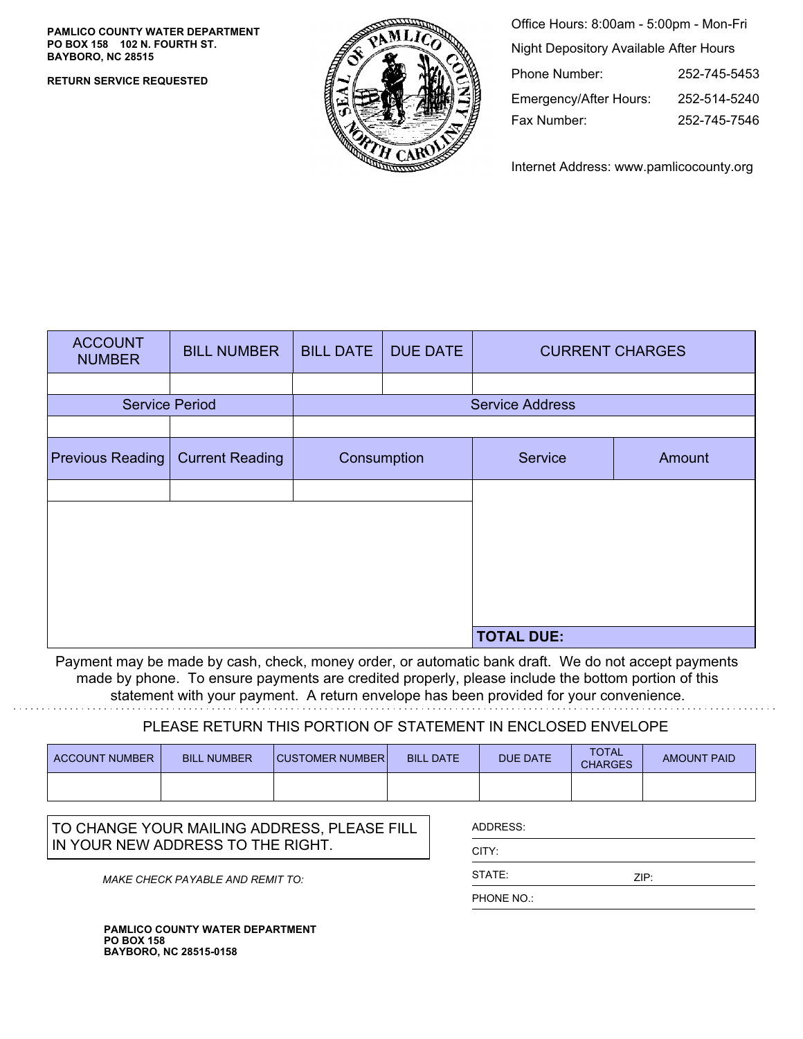**PAMLICO COUNTY WATER DEPARTMENT**
**PO BOX 158 102 N. FOURTH ST.**
**BAYBORO, NC 28515**

**RETURN SERVICE REQUESTED**

Office Hours: 8:00am - 5:00pm - Mon-Fri
Night Depository Available After Hours

| | |
|---|---|
| Phone Number: | 252-745-5453 |
| Emergency/After Hours: | 252-514-5240 |
| Fax Number: | 252-745-7546 |

Internet Address: www.pamlicocounty.org

| ACCOUNT NUMBER | BILL NUMBER | BILL DATE | DUE DATE | CURRENT CHARGES |
|---|---|---|---|---|
| | | | | |

| Service Period | | Service Address |
|---|---|---|
| | | |

| Previous Reading | Current Reading | Consumption | Service | Amount |
|---|---|---|---|---|
| | | | | |
| | | | **TOTAL DUE:** | |

Payment may be made by cash, check, money order, or automatic bank draft. We do not accept payments made by phone. To ensure payments are credited properly, please include the bottom portion of this statement with your payment. A return envelope has been provided for your convenience.

PLEASE RETURN THIS PORTION OF STATEMENT IN ENCLOSED ENVELOPE

| ACCOUNT NUMBER | BILL NUMBER | CUSTOMER NUMBER | BILL DATE | DUE DATE | TOTAL CHARGES | AMOUNT PAID |
|---|---|---|---|---|---|---|
| | | | | | | |

TO CHANGE YOUR MAILING ADDRESS, PLEASE FILL IN YOUR NEW ADDRESS TO THE RIGHT.

ADDRESS:

CITY:

STATE: ZIP:

PHONE NO.:

*MAKE CHECK PAYABLE AND REMIT TO:*

**PAMLICO COUNTY WATER DEPARTMENT**
**PO BOX 158**
**BAYBORO, NC 28515-0158**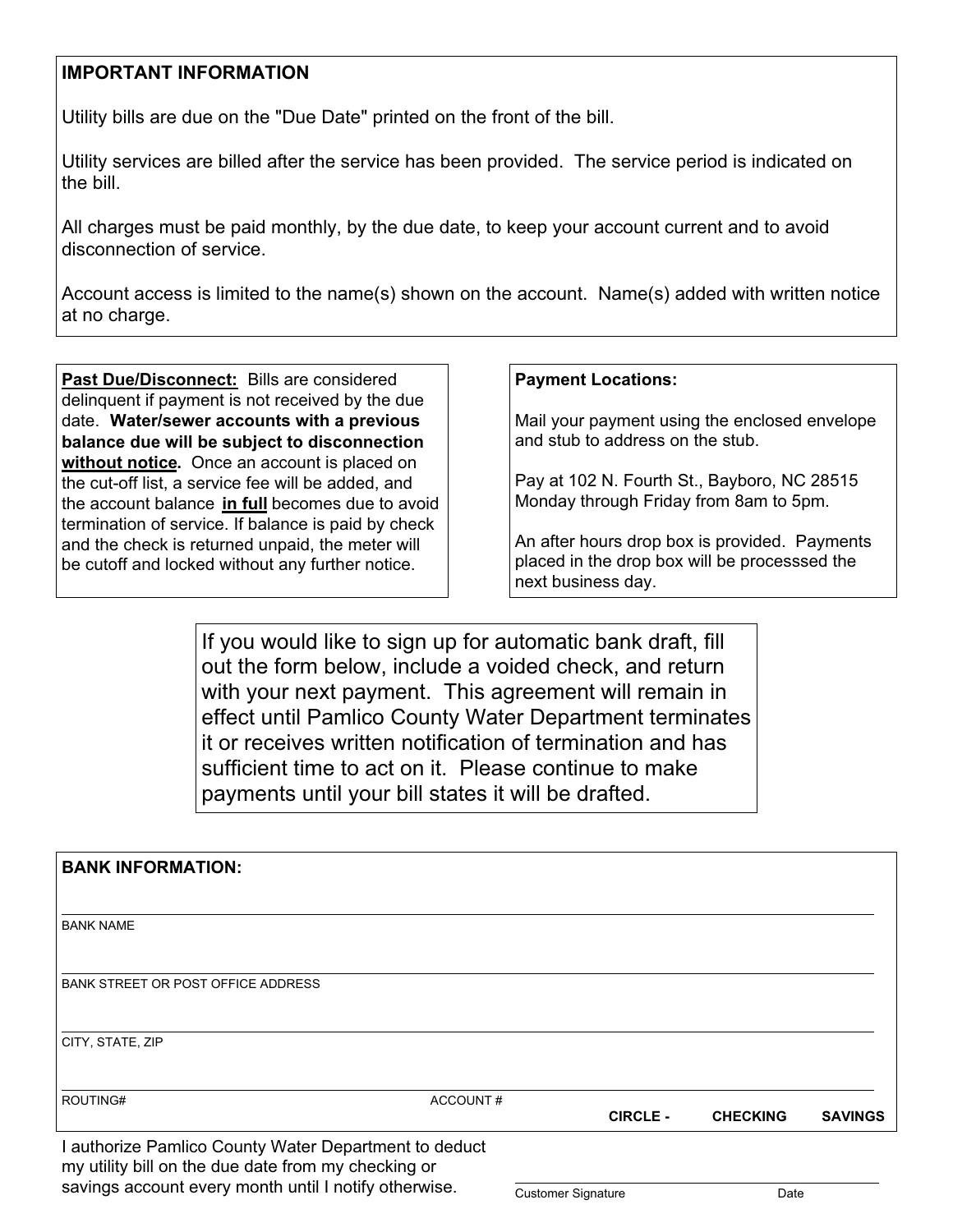**IMPORTANT INFORMATION**

Utility bills are due on the "Due Date" printed on the front of the bill.

Utility services are billed after the service has been provided. The service period is indicated on the bill.

All charges must be paid monthly, by the due date, to keep your account current and to avoid disconnection of service.

Account access is limited to the name(s) shown on the account. Name(s) added with written notice at no charge.

**Past Due/Disconnect:** Bills are considered delinquent if payment is not received by the due date. **Water/sewer accounts with a previous balance due will be subject to disconnection without notice.** Once an account is placed on the cut-off list, a service fee will be added, and the account balance **in full** becomes due to avoid termination of service. If balance is paid by check and the check is returned unpaid, the meter will be cutoff and locked without any further notice.

**Payment Locations:**

Mail your payment using the enclosed envelope and stub to address on the stub.

Pay at 102 N. Fourth St., Bayboro, NC 28515 Monday through Friday from 8am to 5pm.

An after hours drop box is provided. Payments placed in the drop box will be processsed the next business day.

If you would like to sign up for automatic bank draft, fill out the form below, include a voided check, and return with your next payment. This agreement will remain in effect until Pamlico County Water Department terminates it or receives written notification of termination and has sufficient time to act on it. Please continue to make payments until your bill states it will be drafted.

**BANK INFORMATION:**

BANK NAME

BANK STREET OR POST OFFICE ADDRESS

CITY, STATE, ZIP

ROUTING# ACCOUNT #

**CIRCLE - CHECKING SAVINGS**

I authorize Pamlico County Water Department to deduct my utility bill on the due date from my checking or savings account every month until I notify otherwise.

Customer Signature Date